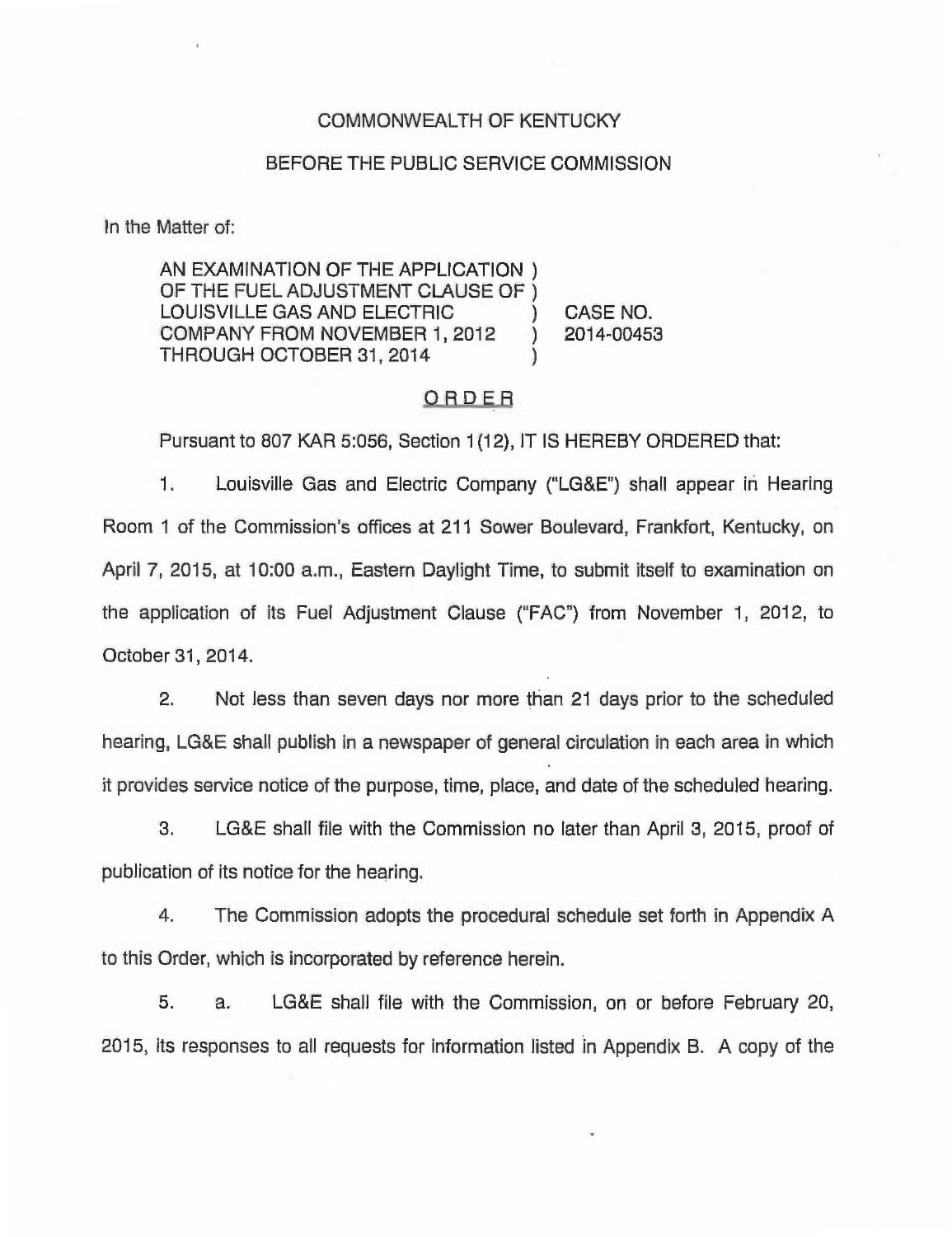COMMONWEALTH OF KENTUCKY

BEFORE THE PUBLIC SERVICE COMMISSION

In the Matter of:

AN EXAMINATION OF THE APPLICATION )
OF THE FUEL ADJUSTMENT CLAUSE OF )
LOUISVILLE GAS AND ELECTRIC ) CASE NO.
COMPANY FROM NOVEMBER 1, 2012 ) 2014-00453
THROUGH OCTOBER 31, 2014 )

## ORDER

Pursuant to 807 KAR 5:056, Section 1(12), IT IS HEREBY ORDERED that:

1. Louisville Gas and Electric Company ("LG&E") shall appear in Hearing Room 1 of the Commission's offices at 211 Sower Boulevard, Frankfort, Kentucky, on April 7, 2015, at 10:00 a.m., Eastern Daylight Time, to submit itself to examination on the application of its Fuel Adjustment Clause ("FAC") from November 1, 2012, to October 31, 2014.

2. Not less than seven days nor more than 21 days prior to the scheduled hearing, LG&E shall publish in a newspaper of general circulation in each area in which it provides service notice of the purpose, time, place, and date of the scheduled hearing.

3. LG&E shall file with the Commission no later than April 3, 2015, proof of publication of its notice for the hearing.

4. The Commission adopts the procedural schedule set forth in Appendix A to this Order, which is incorporated by reference herein.

5. a. LG&E shall file with the Commission, on or before February 20, 2015, its responses to all requests for information listed in Appendix B. A copy of the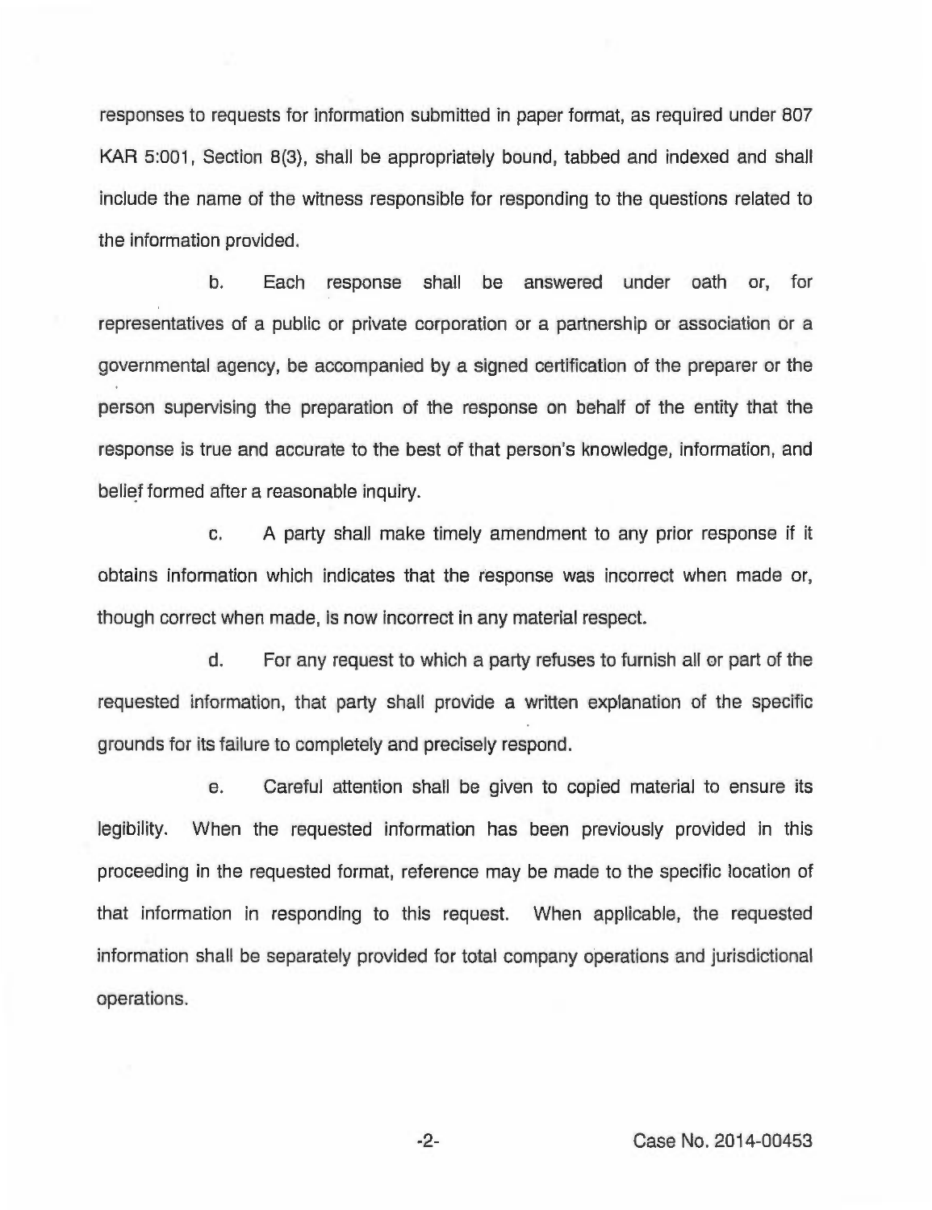responses to requests for information submitted in paper format, as required under 807 KAR 5:001, Section 8(3), shall be appropriately bound, tabbed and indexed and shall include the name of the witness responsible for responding to the questions related to the information provided.

b. Each response shall be answered under oath or, for representatives of a public or private corporation or a partnership or association or a governmental agency, be accompanied by a signed certification of the preparer or the person supervising the preparation of the response on behalf of the entity that the response is true and accurate to the best of that person's knowledge, information, and belief formed after a reasonable inquiry.

c. A party shall make timely amendment to any prior response if it obtains information which indicates that the response was incorrect when made or, though correct when made, is now incorrect in any material respect.

d. For any request to which a party refuses to furnish all or part of the requested information, that party shall provide a written explanation of the specific grounds for its failure to completely and precisely respond.

e. Careful attention shall be given to copied material to ensure its legibility. When the requested information has been previously provided in this proceeding in the requested format, reference may be made to the specific location of that information in responding to this request. When applicable, the requested information shall be separately provided for total company operations and jurisdictional operations.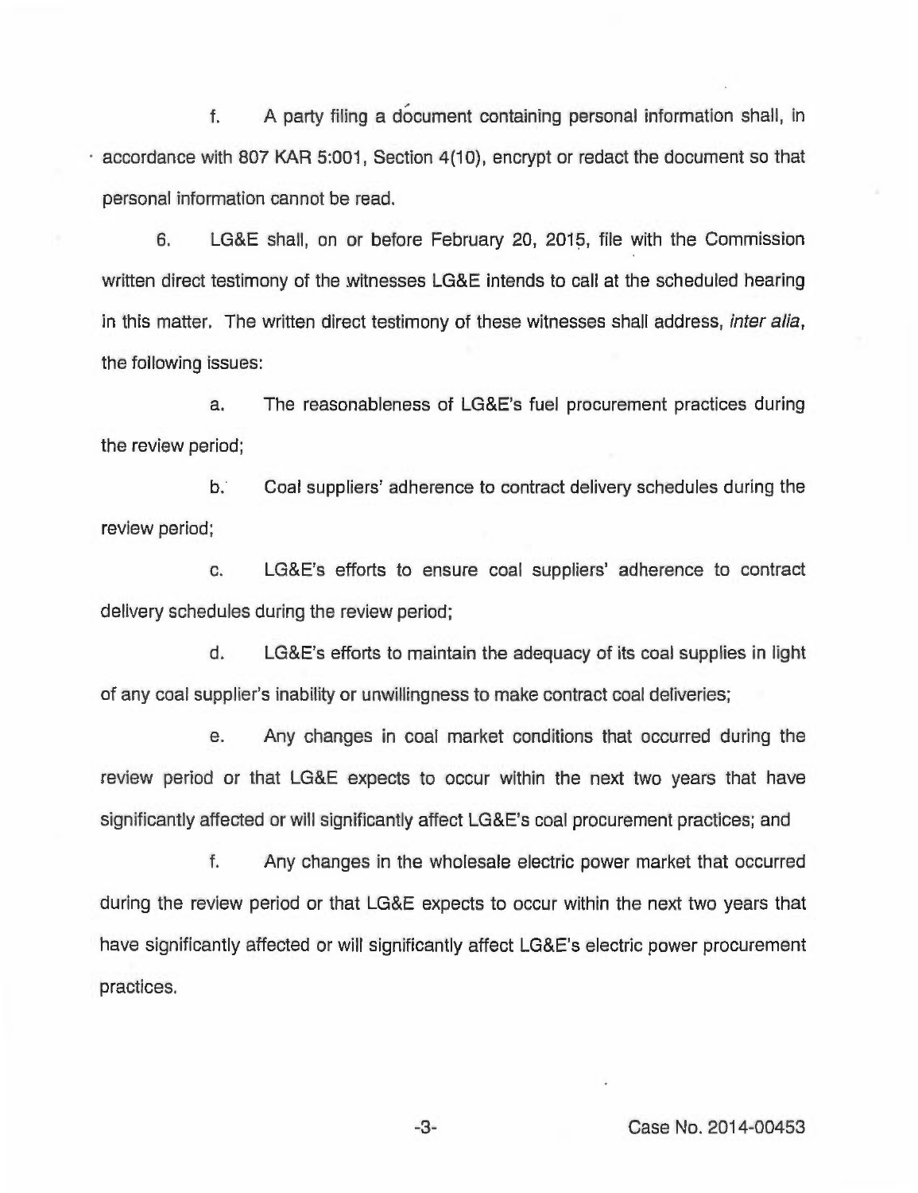f. A party filing a document containing personal information shall, in accordance with 807 KAR 5:001, Section 4(10), encrypt or redact the document so that personal information cannot be read.

6. LG&E shall, on or before February 20, 2015, file with the Commission written direct testimony of the witnesses LG&E intends to call at the scheduled hearing in this matter. The written direct testimony of these witnesses shall address, *inter alia*, the following issues:

a. The reasonableness of LG&E's fuel procurement practices during the review period;

b. Coal suppliers' adherence to contract delivery schedules during the review period;

c. LG&E's efforts to ensure coal suppliers' adherence to contract delivery schedules during the review period;

d. LG&E's efforts to maintain the adequacy of its coal supplies in light of any coal supplier's inability or unwillingness to make contract coal deliveries;

e. Any changes in coal market conditions that occurred during the review period or that LG&E expects to occur within the next two years that have significantly affected or will significantly affect LG&E's coal procurement practices; and

f. Any changes in the wholesale electric power market that occurred during the review period or that LG&E expects to occur within the next two years that have significantly affected or will significantly affect LG&E's electric power procurement practices.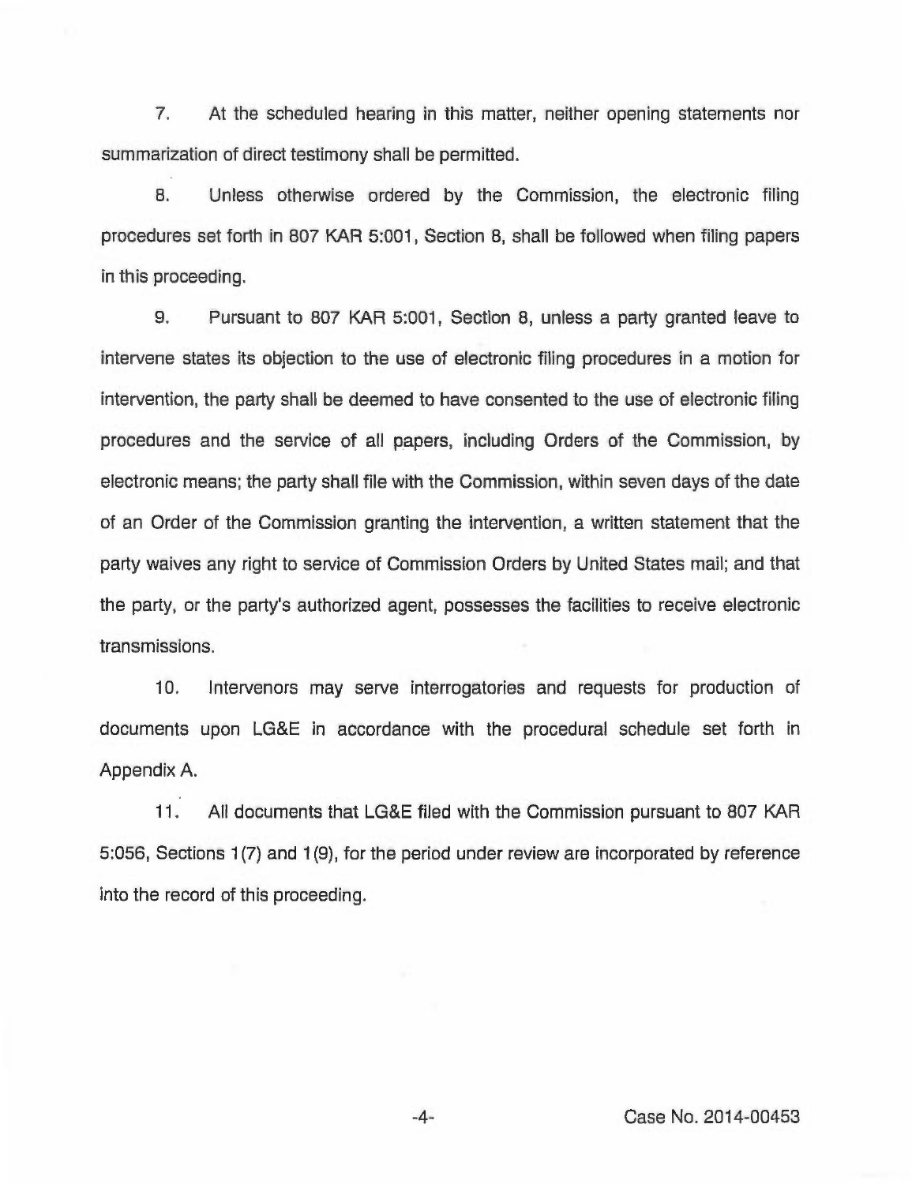7. At the scheduled hearing in this matter, neither opening statements nor summarization of direct testimony shall be permitted.

8. Unless otherwise ordered by the Commission, the electronic filing procedures set forth in 807 KAR 5:001, Section 8, shall be followed when filing papers in this proceeding.

9. Pursuant to 807 KAR 5:001, Section 8, unless a party granted leave to intervene states its objection to the use of electronic filing procedures in a motion for intervention, the party shall be deemed to have consented to the use of electronic filing procedures and the service of all papers, including Orders of the Commission, by electronic means; the party shall file with the Commission, within seven days of the date of an Order of the Commission granting the intervention, a written statement that the party waives any right to service of Commission Orders by United States mail; and that the party, or the party's authorized agent, possesses the facilities to receive electronic transmissions.

10. Intervenors may serve interrogatories and requests for production of documents upon LG&E in accordance with the procedural schedule set forth in Appendix A.

11. All documents that LG&E filed with the Commission pursuant to 807 KAR 5:056, Sections 1(7) and 1(9), for the period under review are incorporated by reference into the record of this proceeding.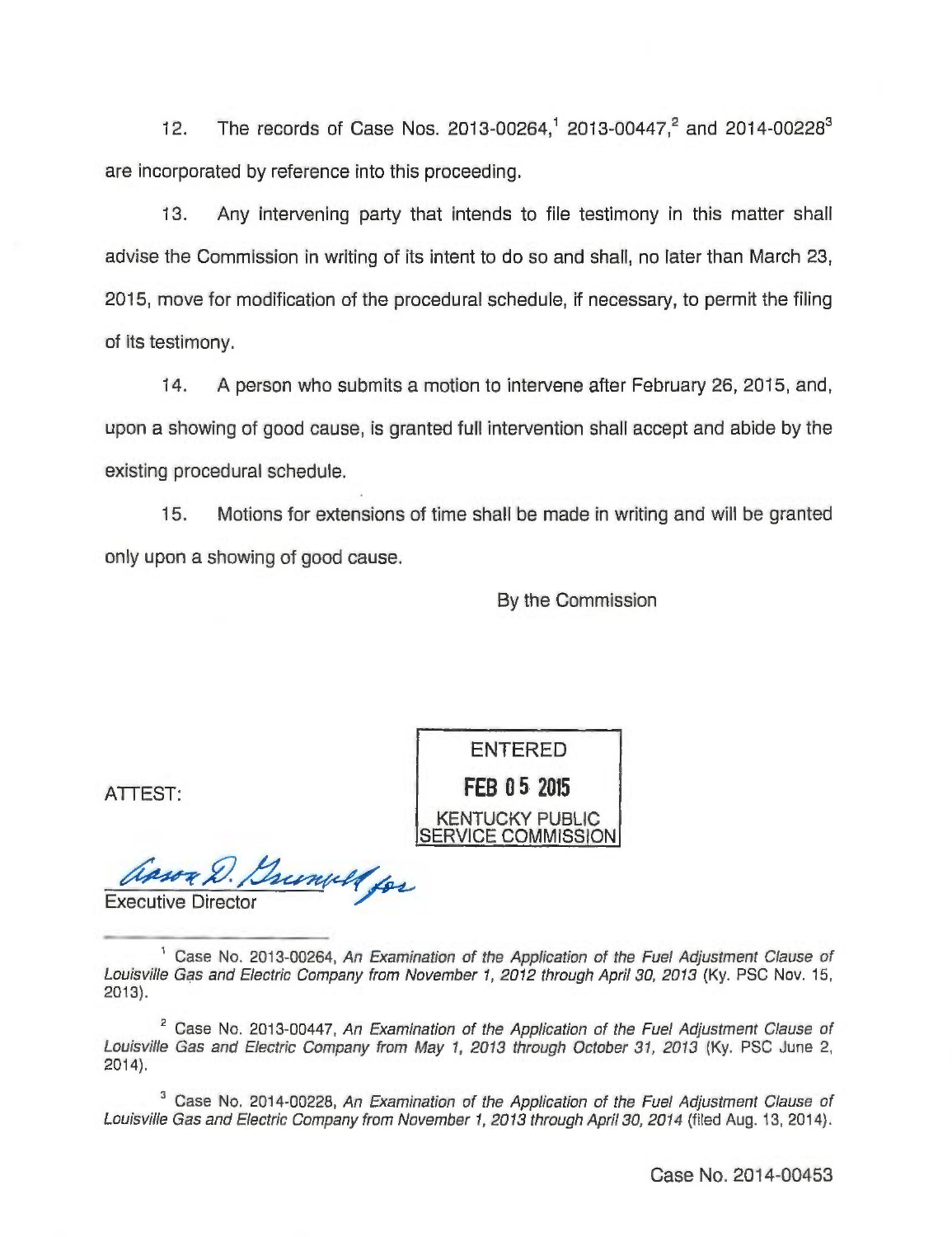12. The records of Case Nos. 2013-00264,[1] 2013-00447,[2] and 2014-00228[3] are incorporated by reference into this proceeding.

13. Any intervening party that intends to file testimony in this matter shall advise the Commission in writing of its intent to do so and shall, no later than March 23, 2015, move for modification of the procedural schedule, if necessary, to permit the filing of its testimony.

14. A person who submits a motion to intervene after February 26, 2015, and, upon a showing of good cause, is granted full intervention shall accept and abide by the existing procedural schedule.

15. Motions for extensions of time shall be made in writing and will be granted only upon a showing of good cause.

By the Commission

ENTERED
**FEB 05 2015**
KENTUCKY PUBLIC SERVICE COMMISSION

ATTEST:

Aaron D. Greenwell for
Executive Director

---

[1] Case No. 2013-00264, *An Examination of the Application of the Fuel Adjustment Clause of Louisville Gas and Electric Company from November 1, 2012 through April 30, 2013* (Ky. PSC Nov. 15, 2013).

[2] Case No. 2013-00447, *An Examination of the Application of the Fuel Adjustment Clause of Louisville Gas and Electric Company from May 1, 2013 through October 31, 2013* (Ky. PSC June 2, 2014).

[3] Case No. 2014-00228, *An Examination of the Application of the Fuel Adjustment Clause of Louisville Gas and Electric Company from November 1, 2013 through April 30, 2014* (filed Aug. 13, 2014).

Case No. 2014-00453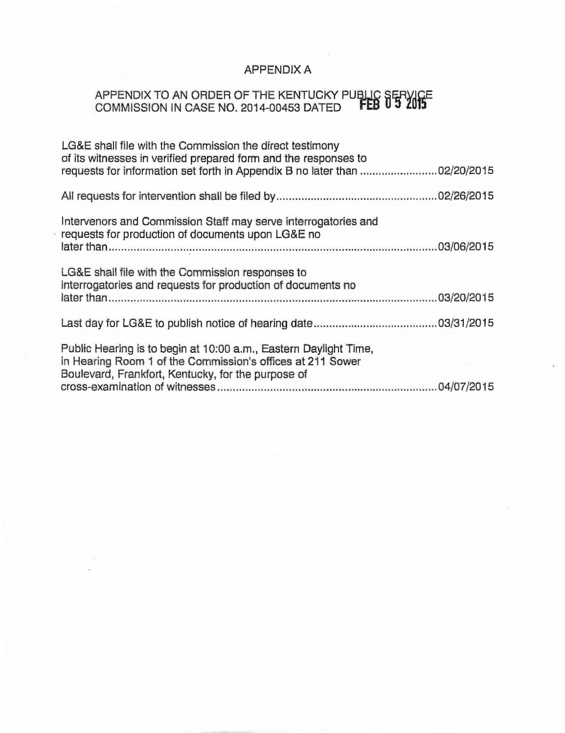# APPENDIX A

## APPENDIX TO AN ORDER OF THE KENTUCKY PUBLIC SERVICE COMMISSION IN CASE NO. 2014-00453 DATED FEB 05 2015

LG&E shall file with the Commission the direct testimony of its witnesses in verified prepared form and the responses to requests for information set forth in Appendix B no later than .........................02/20/2015

All requests for intervention shall be filed by....................................................02/26/2015

Intervenors and Commission Staff may serve interrogatories and requests for production of documents upon LG&E no later than..........................................................................................................03/06/2015

LG&E shall file with the Commission responses to interrogatories and requests for production of documents no later than..........................................................................................................03/20/2015

Last day for LG&E to publish notice of hearing date........................................03/31/2015

Public Hearing is to begin at 10:00 a.m., Eastern Daylight Time, in Hearing Room 1 of the Commission's offices at 211 Sower Boulevard, Frankfort, Kentucky, for the purpose of cross-examination of witnesses........................................................................04/07/2015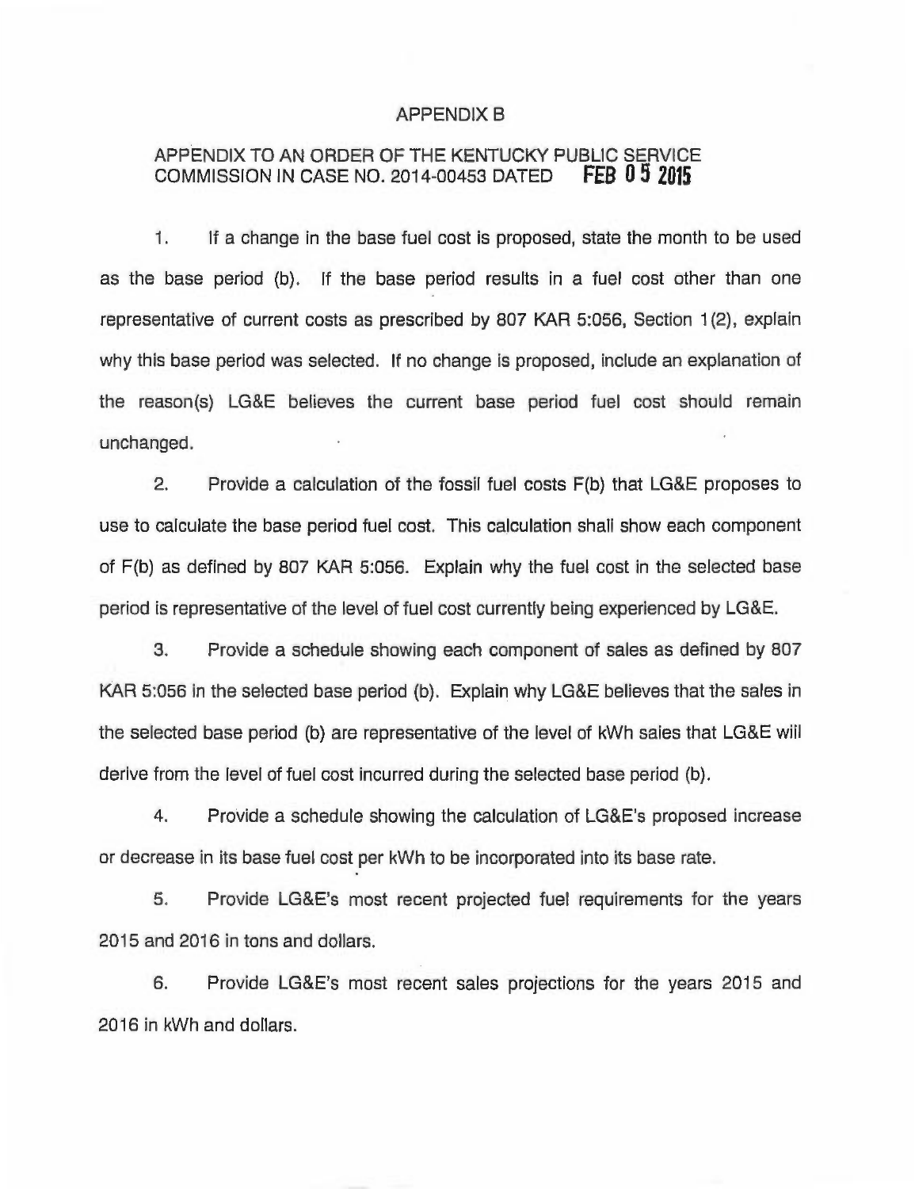# APPENDIX B

## APPENDIX TO AN ORDER OF THE KENTUCKY PUBLIC SERVICE COMMISSION IN CASE NO. 2014-00453 DATED FEB 05 2015

1. If a change in the base fuel cost is proposed, state the month to be used as the base period (b). If the base period results in a fuel cost other than one representative of current costs as prescribed by 807 KAR 5:056, Section 1(2), explain why this base period was selected. If no change is proposed, include an explanation of the reason(s) LG&E believes the current base period fuel cost should remain unchanged.

2. Provide a calculation of the fossil fuel costs F(b) that LG&E proposes to use to calculate the base period fuel cost. This calculation shall show each component of F(b) as defined by 807 KAR 5:056. Explain why the fuel cost in the selected base period is representative of the level of fuel cost currently being experienced by LG&E.

3. Provide a schedule showing each component of sales as defined by 807 KAR 5:056 in the selected base period (b). Explain why LG&E believes that the sales in the selected base period (b) are representative of the level of kWh sales that LG&E will derive from the level of fuel cost incurred during the selected base period (b).

4. Provide a schedule showing the calculation of LG&E's proposed increase or decrease in its base fuel cost per kWh to be incorporated into its base rate.

5. Provide LG&E's most recent projected fuel requirements for the years 2015 and 2016 in tons and dollars.

6. Provide LG&E's most recent sales projections for the years 2015 and 2016 in kWh and dollars.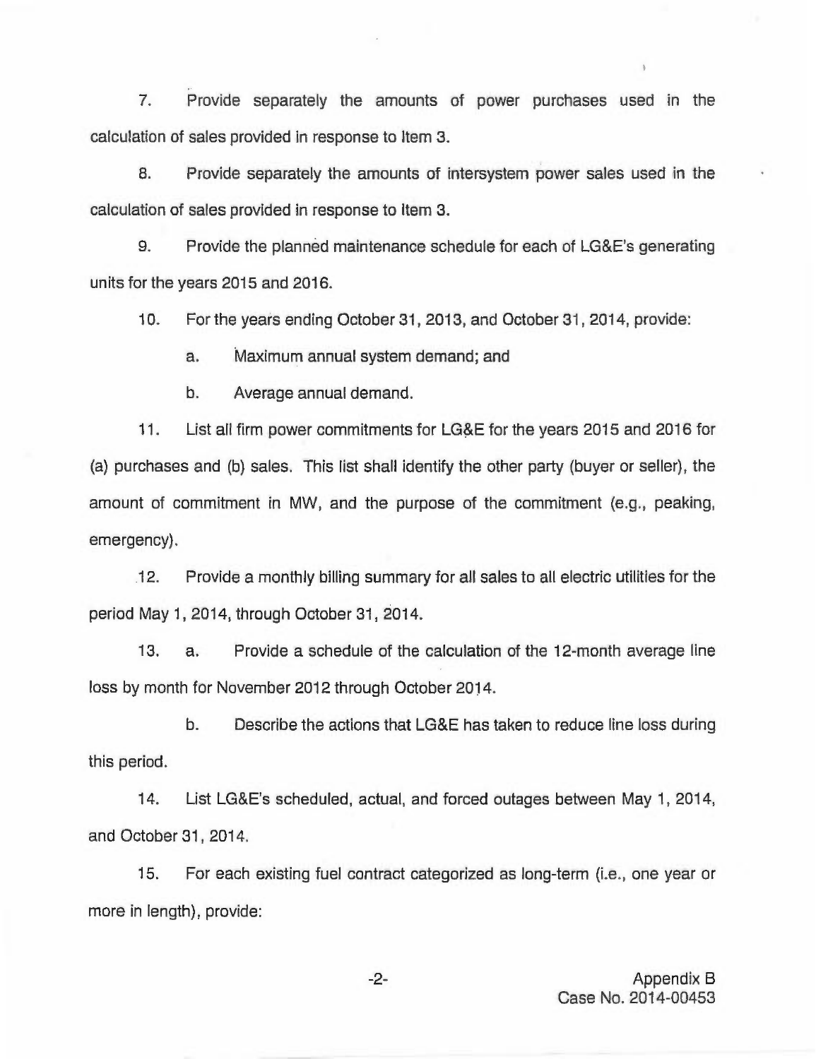7. Provide separately the amounts of power purchases used in the calculation of sales provided in response to Item 3.

8. Provide separately the amounts of intersystem power sales used in the calculation of sales provided in response to Item 3.

9. Provide the planned maintenance schedule for each of LG&E's generating units for the years 2015 and 2016.

10. For the years ending October 31, 2013, and October 31, 2014, provide:

    a. Maximum annual system demand; and

    b. Average annual demand.

11. List all firm power commitments for LG&E for the years 2015 and 2016 for (a) purchases and (b) sales. This list shall identify the other party (buyer or seller), the amount of commitment in MW, and the purpose of the commitment (e.g., peaking, emergency).

12. Provide a monthly billing summary for all sales to all electric utilities for the period May 1, 2014, through October 31, 2014.

13. a. Provide a schedule of the calculation of the 12-month average line loss by month for November 2012 through October 2014.

    b. Describe the actions that LG&E has taken to reduce line loss during this period.

14. List LG&E's scheduled, actual, and forced outages between May 1, 2014, and October 31, 2014.

15. For each existing fuel contract categorized as long-term (i.e., one year or more in length), provide:

Appendix B
Case No. 2014-00453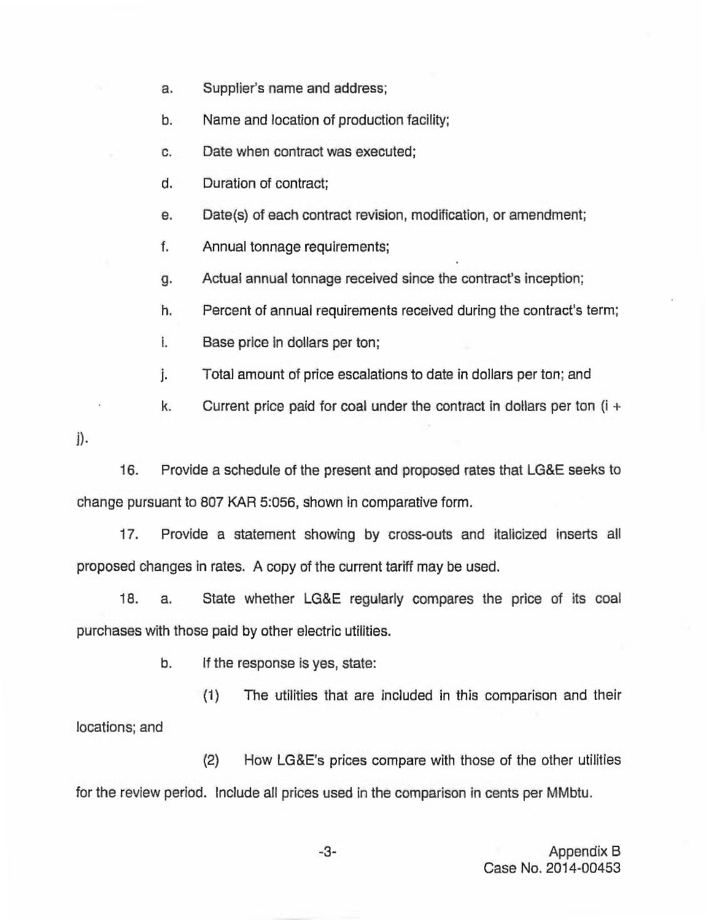a. Supplier's name and address;

b. Name and location of production facility;

c. Date when contract was executed;

d. Duration of contract;

e. Date(s) of each contract revision, modification, or amendment;

f. Annual tonnage requirements;

g. Actual annual tonnage received since the contract's inception;

h. Percent of annual requirements received during the contract's term;

i. Base price in dollars per ton;

j. Total amount of price escalations to date in dollars per ton; and

k. Current price paid for coal under the contract in dollars per ton (i + j).

16. Provide a schedule of the present and proposed rates that LG&E seeks to change pursuant to 807 KAR 5:056, shown in comparative form.

17. Provide a statement showing by cross-outs and italicized inserts all proposed changes in rates. A copy of the current tariff may be used.

18. a. State whether LG&E regularly compares the price of its coal purchases with those paid by other electric utilities.

b. If the response is yes, state:

(1) The utilities that are included in this comparison and their locations; and

(2) How LG&E's prices compare with those of the other utilities for the review period. Include all prices used in the comparison in cents per MMbtu.

Appendix B
Case No. 2014-00453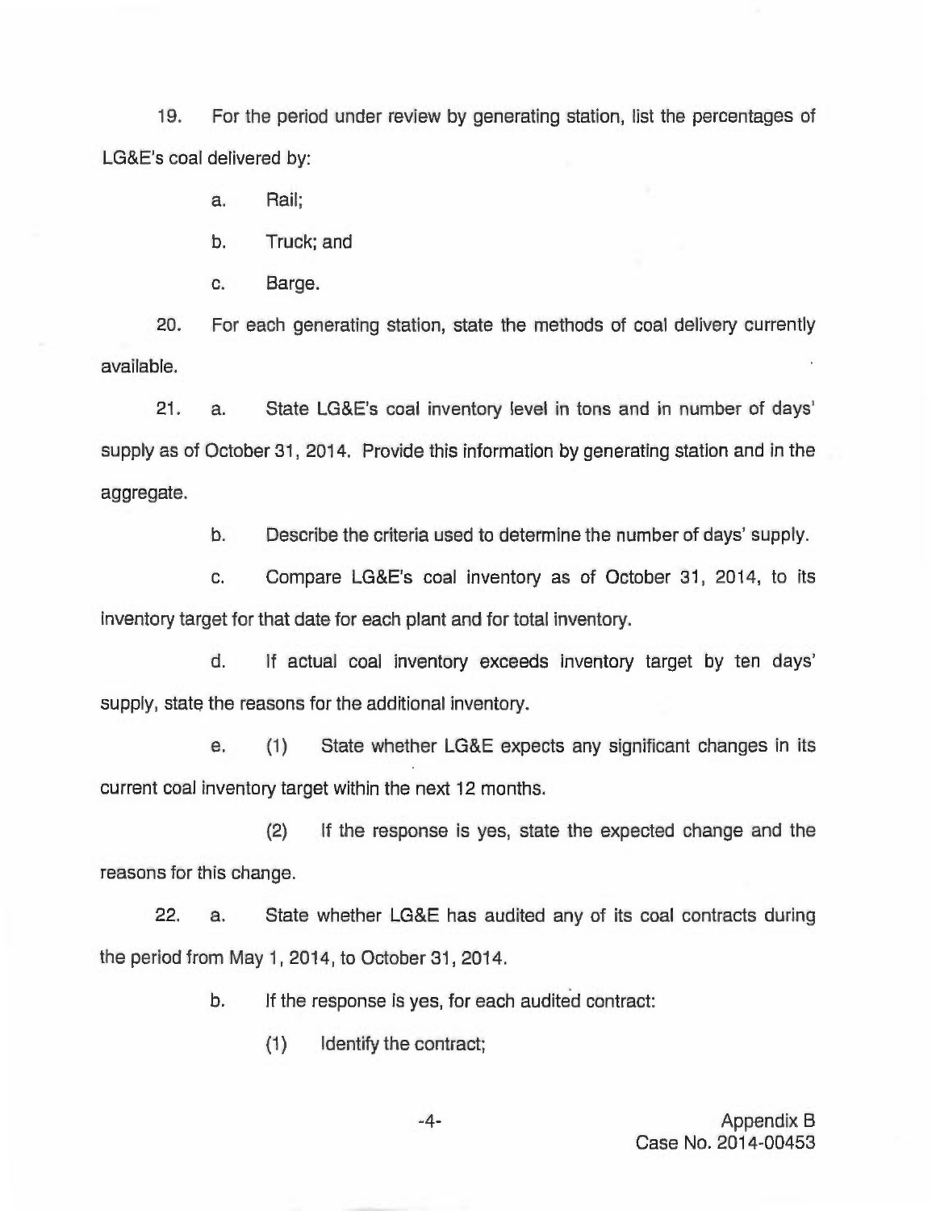19. For the period under review by generating station, list the percentages of LG&E's coal delivered by:

   a. Rail;

   b. Truck; and

   c. Barge.

20. For each generating station, state the methods of coal delivery currently available.

21. a. State LG&E's coal inventory level in tons and in number of days' supply as of October 31, 2014. Provide this information by generating station and in the aggregate.

   b. Describe the criteria used to determine the number of days' supply.

   c. Compare LG&E's coal inventory as of October 31, 2014, to its inventory target for that date for each plant and for total inventory.

   d. If actual coal inventory exceeds inventory target by ten days' supply, state the reasons for the additional inventory.

   e. (1) State whether LG&E expects any significant changes in its current coal inventory target within the next 12 months.

      (2) If the response is yes, state the expected change and the reasons for this change.

22. a. State whether LG&E has audited any of its coal contracts during the period from May 1, 2014, to October 31, 2014.

   b. If the response is yes, for each audited contract:

      (1) Identify the contract;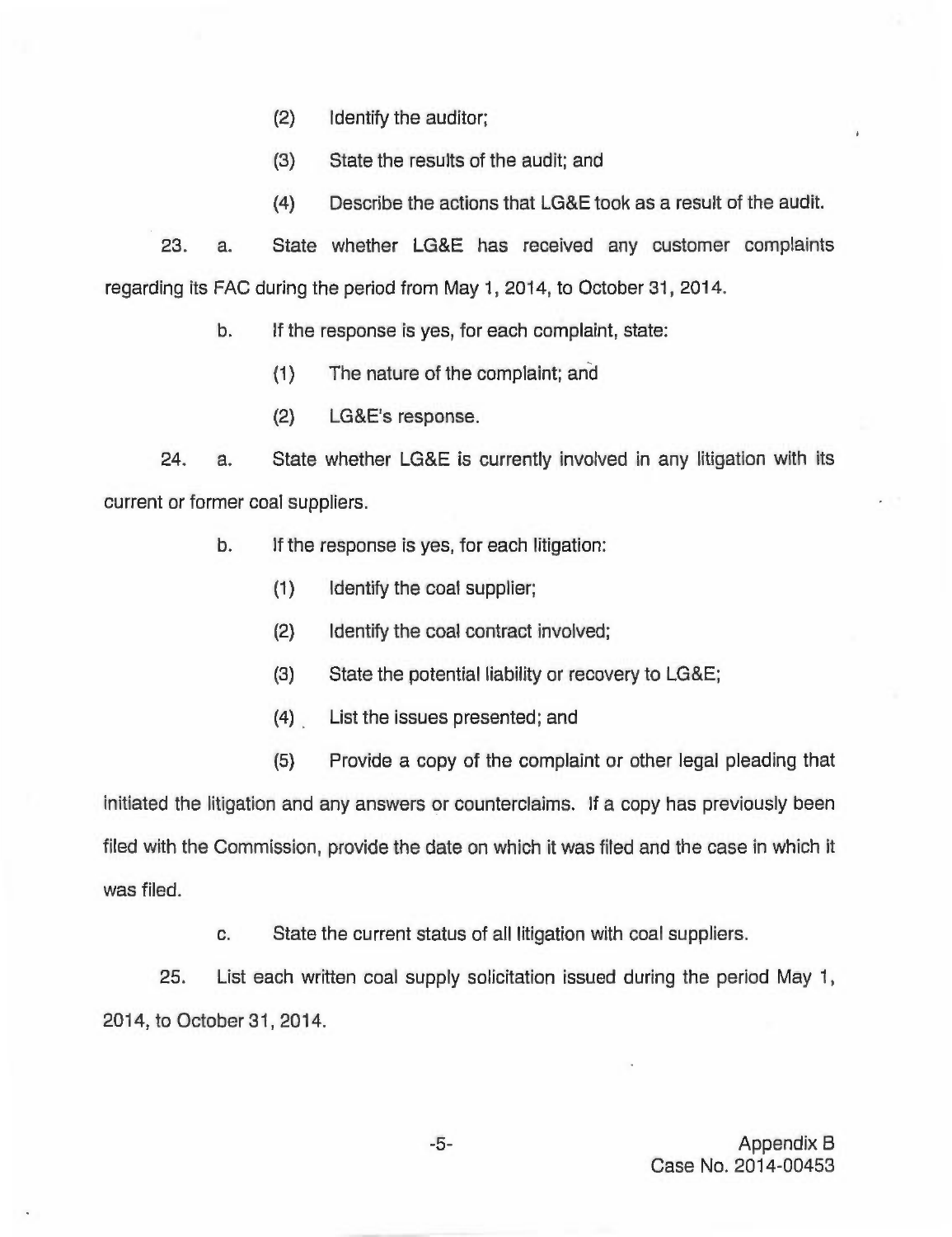(2) Identify the auditor;

(3) State the results of the audit; and

(4) Describe the actions that LG&E took as a result of the audit.

23. a. State whether LG&E has received any customer complaints regarding its FAC during the period from May 1, 2014, to October 31, 2014.

b. If the response is yes, for each complaint, state:

(1) The nature of the complaint; and

(2) LG&E's response.

24. a. State whether LG&E is currently involved in any litigation with its current or former coal suppliers.

b. If the response is yes, for each litigation:

(1) Identify the coal supplier;

(2) Identify the coal contract involved;

(3) State the potential liability or recovery to LG&E;

(4) List the issues presented; and

(5) Provide a copy of the complaint or other legal pleading that initiated the litigation and any answers or counterclaims. If a copy has previously been filed with the Commission, provide the date on which it was filed and the case in which it was filed.

c. State the current status of all litigation with coal suppliers.

25. List each written coal supply solicitation issued during the period May 1, 2014, to October 31, 2014.

Appendix B
Case No. 2014-00453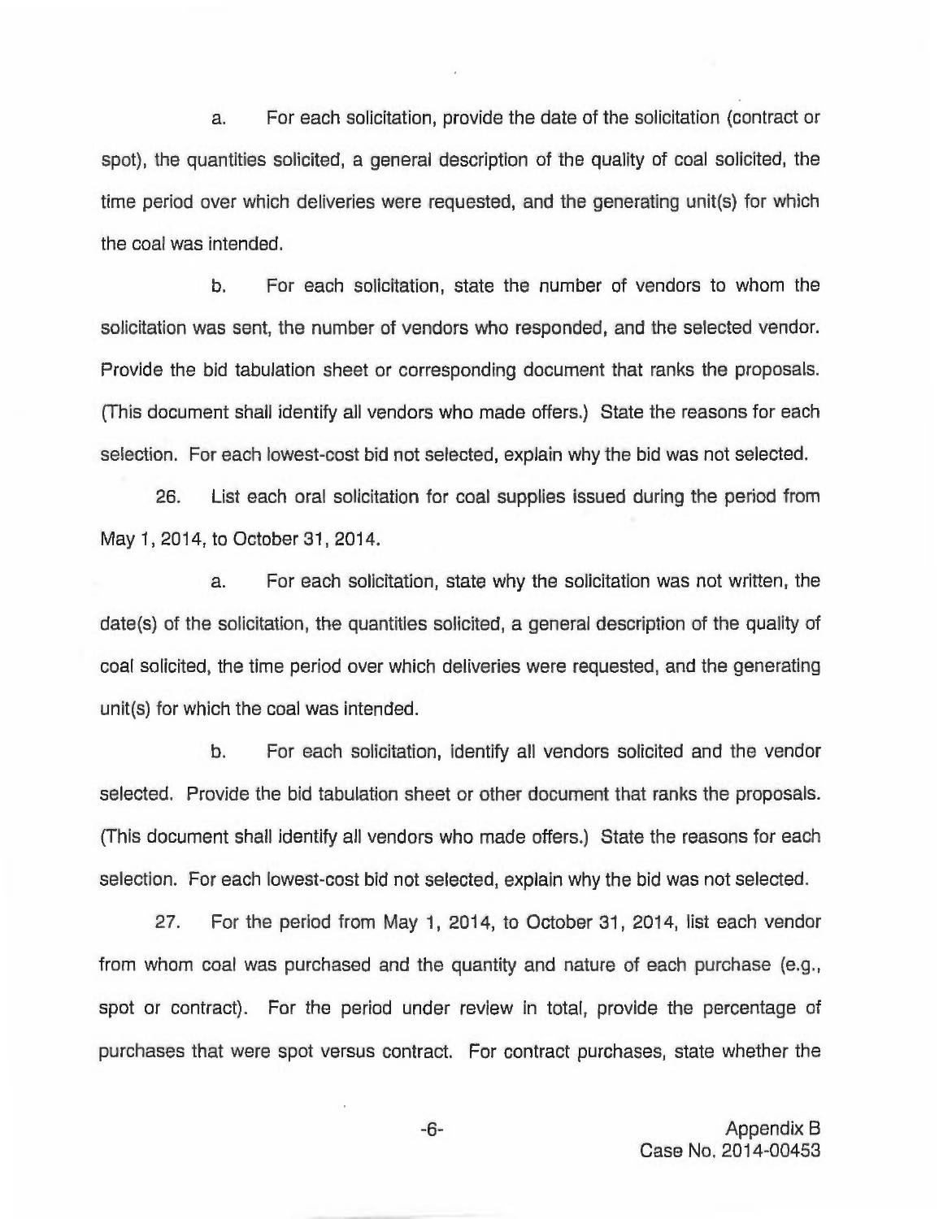a. For each solicitation, provide the date of the solicitation (contract or spot), the quantities solicited, a general description of the quality of coal solicited, the time period over which deliveries were requested, and the generating unit(s) for which the coal was intended.

b. For each solicitation, state the number of vendors to whom the solicitation was sent, the number of vendors who responded, and the selected vendor. Provide the bid tabulation sheet or corresponding document that ranks the proposals. (This document shall identify all vendors who made offers.) State the reasons for each selection. For each lowest-cost bid not selected, explain why the bid was not selected.

26. List each oral solicitation for coal supplies issued during the period from May 1, 2014, to October 31, 2014.

a. For each solicitation, state why the solicitation was not written, the date(s) of the solicitation, the quantities solicited, a general description of the quality of coal solicited, the time period over which deliveries were requested, and the generating unit(s) for which the coal was intended.

b. For each solicitation, identify all vendors solicited and the vendor selected. Provide the bid tabulation sheet or other document that ranks the proposals. (This document shall identify all vendors who made offers.) State the reasons for each selection. For each lowest-cost bid not selected, explain why the bid was not selected.

27. For the period from May 1, 2014, to October 31, 2014, list each vendor from whom coal was purchased and the quantity and nature of each purchase (e.g., spot or contract). For the period under review in total, provide the percentage of purchases that were spot versus contract. For contract purchases, state whether the

Appendix B
Case No. 2014-00453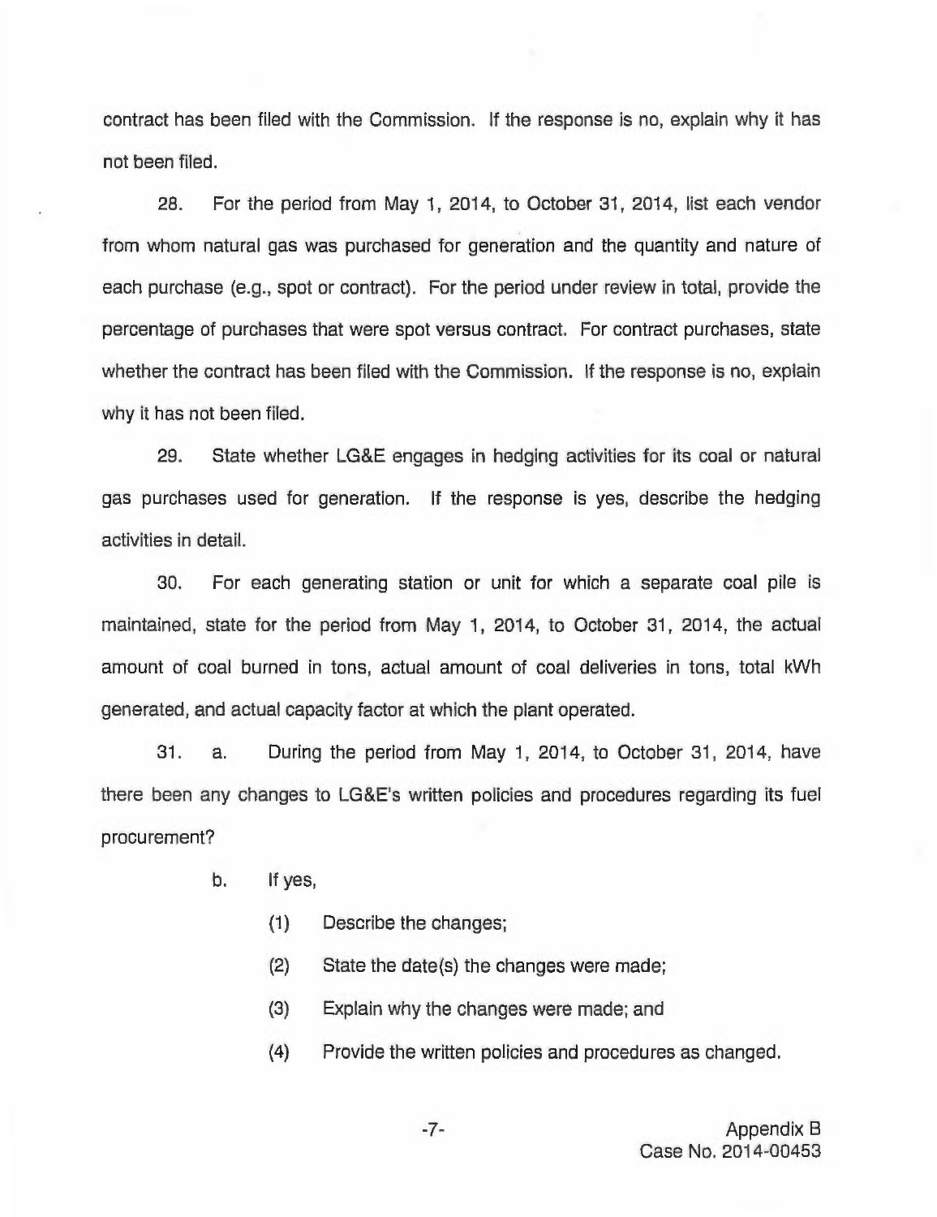contract has been filed with the Commission. If the response is no, explain why it has not been filed.

28. For the period from May 1, 2014, to October 31, 2014, list each vendor from whom natural gas was purchased for generation and the quantity and nature of each purchase (e.g., spot or contract). For the period under review in total, provide the percentage of purchases that were spot versus contract. For contract purchases, state whether the contract has been filed with the Commission. If the response is no, explain why it has not been filed.

29. State whether LG&E engages in hedging activities for its coal or natural gas purchases used for generation. If the response is yes, describe the hedging activities in detail.

30. For each generating station or unit for which a separate coal pile is maintained, state for the period from May 1, 2014, to October 31, 2014, the actual amount of coal burned in tons, actual amount of coal deliveries in tons, total kWh generated, and actual capacity factor at which the plant operated.

31. a. During the period from May 1, 2014, to October 31, 2014, have there been any changes to LG&E's written policies and procedures regarding its fuel procurement?

b. If yes,

(1) Describe the changes;

(2) State the date(s) the changes were made;

(3) Explain why the changes were made; and

(4) Provide the written policies and procedures as changed.

Appendix B
Case No. 2014-00453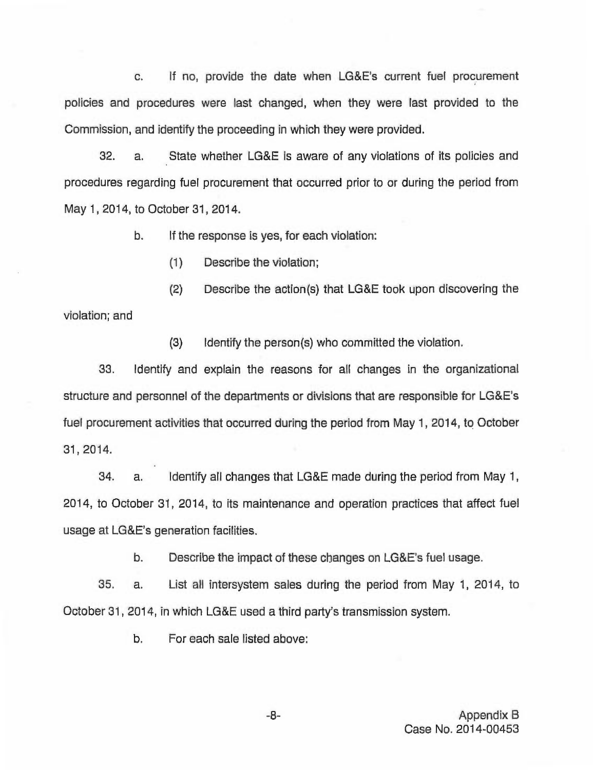c. If no, provide the date when LG&E's current fuel procurement policies and procedures were last changed, when they were last provided to the Commission, and identify the proceeding in which they were provided.

32. a. State whether LG&E is aware of any violations of its policies and procedures regarding fuel procurement that occurred prior to or during the period from May 1, 2014, to October 31, 2014.

b. If the response is yes, for each violation:

(1) Describe the violation;

(2) Describe the action(s) that LG&E took upon discovering the violation; and

(3) Identify the person(s) who committed the violation.

33. Identify and explain the reasons for all changes in the organizational structure and personnel of the departments or divisions that are responsible for LG&E's fuel procurement activities that occurred during the period from May 1, 2014, to October 31, 2014.

34. a. Identify all changes that LG&E made during the period from May 1, 2014, to October 31, 2014, to its maintenance and operation practices that affect fuel usage at LG&E's generation facilities.

b. Describe the impact of these changes on LG&E's fuel usage.

35. a. List all intersystem sales during the period from May 1, 2014, to October 31, 2014, in which LG&E used a third party's transmission system.

b. For each sale listed above:

Appendix B
Case No. 2014-00453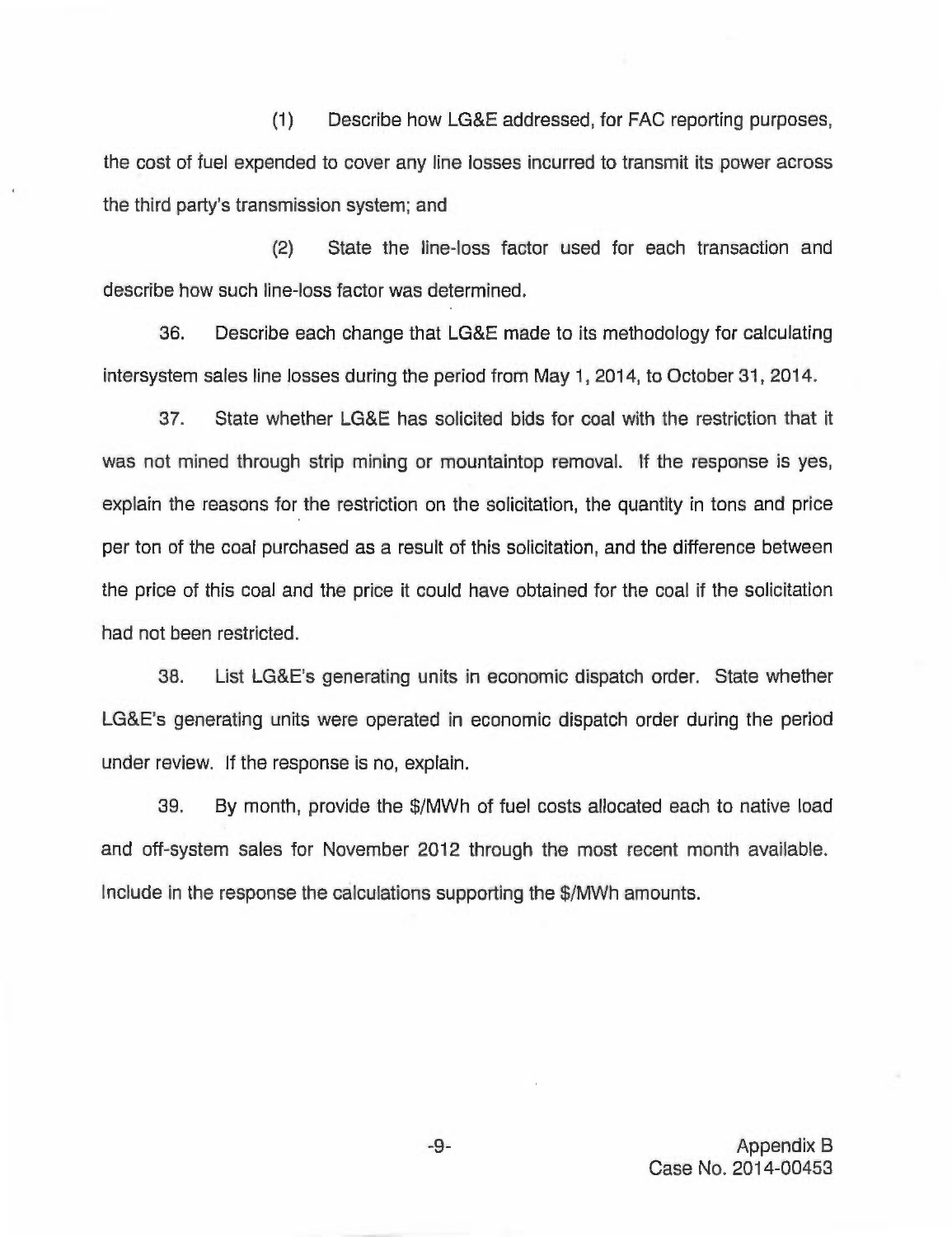(1) Describe how LG&E addressed, for FAC reporting purposes, the cost of fuel expended to cover any line losses incurred to transmit its power across the third party's transmission system; and

(2) State the line-loss factor used for each transaction and describe how such line-loss factor was determined.

36. Describe each change that LG&E made to its methodology for calculating intersystem sales line losses during the period from May 1, 2014, to October 31, 2014.

37. State whether LG&E has solicited bids for coal with the restriction that it was not mined through strip mining or mountaintop removal. If the response is yes, explain the reasons for the restriction on the solicitation, the quantity in tons and price per ton of the coal purchased as a result of this solicitation, and the difference between the price of this coal and the price it could have obtained for the coal if the solicitation had not been restricted.

38. List LG&E's generating units in economic dispatch order. State whether LG&E's generating units were operated in economic dispatch order during the period under review. If the response is no, explain.

39. By month, provide the $/MWh of fuel costs allocated each to native load and off-system sales for November 2012 through the most recent month available. Include in the response the calculations supporting the $/MWh amounts.

Appendix B
Case No. 2014-00453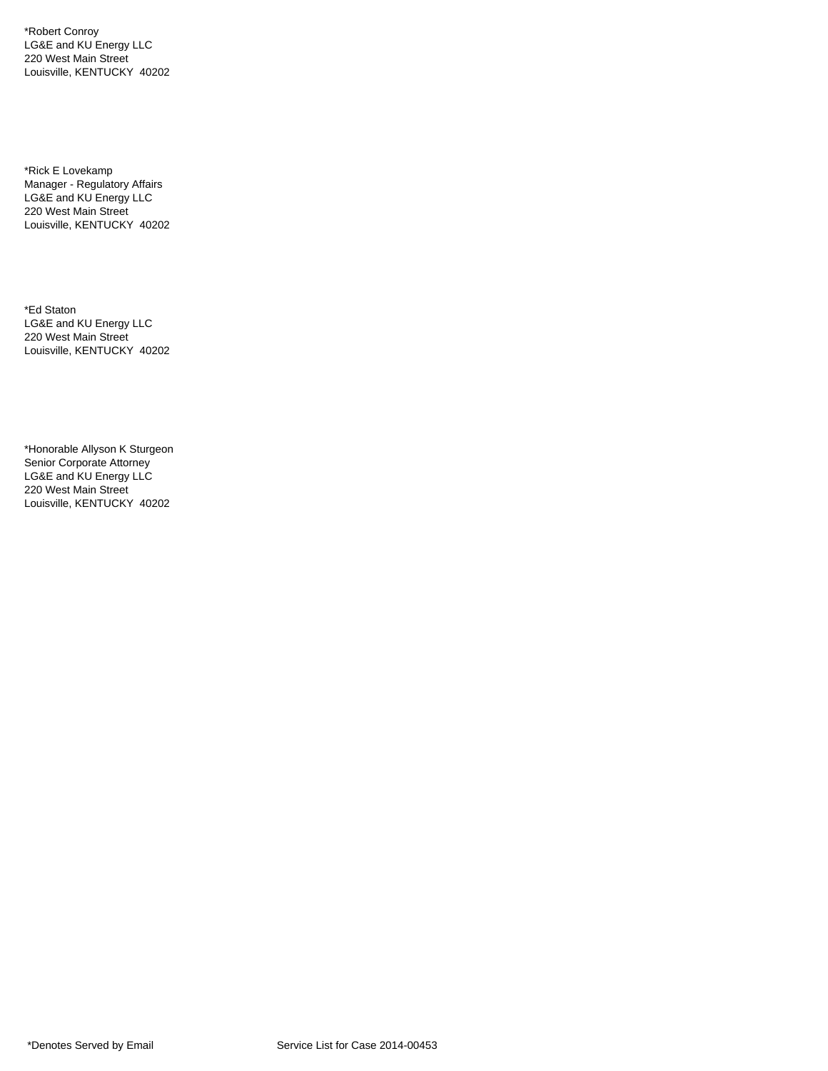*Robert Conroy
LG&E and KU Energy LLC
220 West Main Street
Louisville, KENTUCKY  40202

*Rick E Lovekamp
Manager - Regulatory Affairs
LG&E and KU Energy LLC
220 West Main Street
Louisville, KENTUCKY  40202

*Ed Staton
LG&E and KU Energy LLC
220 West Main Street
Louisville, KENTUCKY  40202

*Honorable Allyson K Sturgeon
Senior Corporate Attorney
LG&E and KU Energy LLC
220 West Main Street
Louisville, KENTUCKY  40202

*Denotes Served by Email

Service List for Case 2014-00453